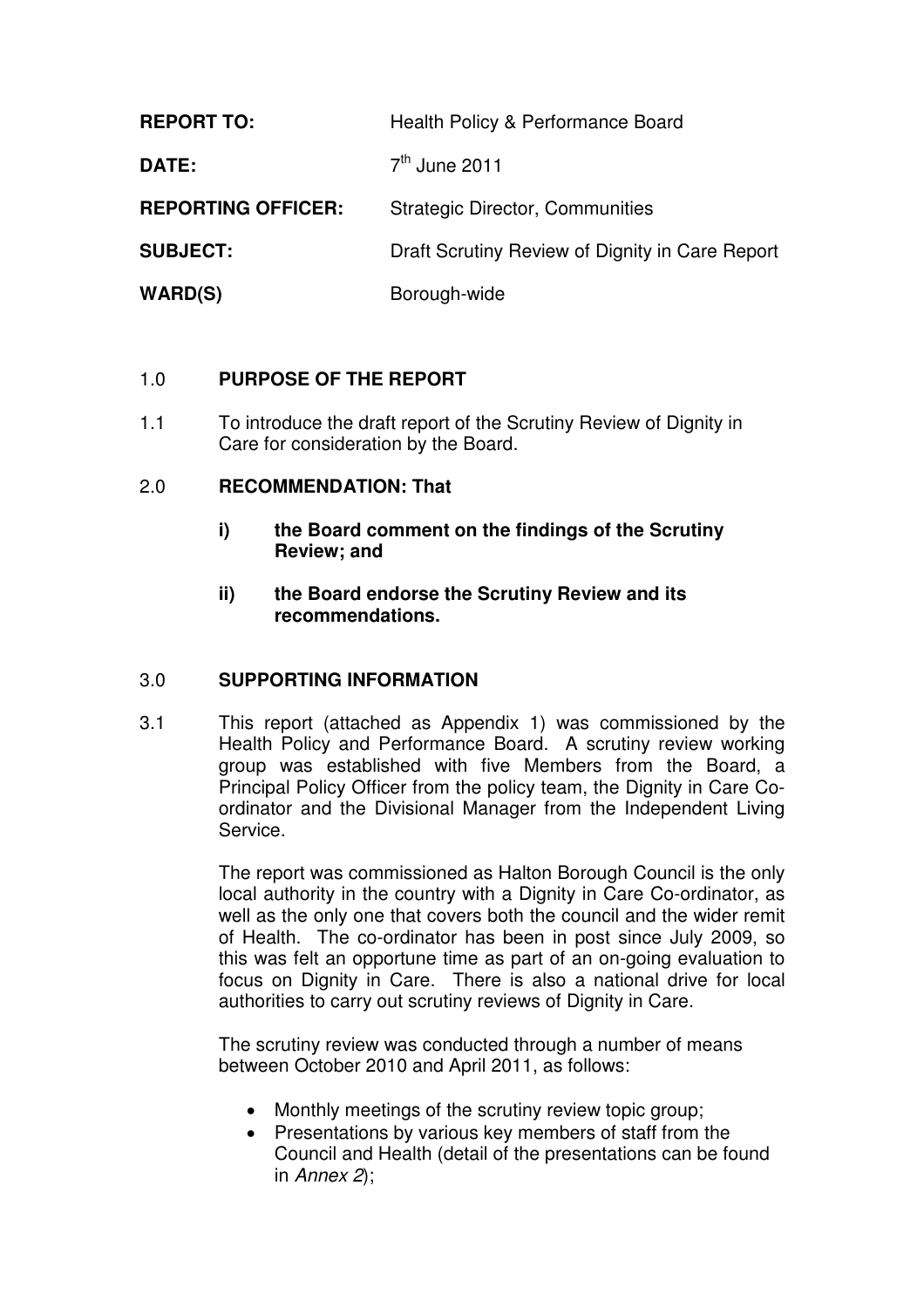| | |
|---|---|
| **REPORT TO:** | Health Policy & Performance Board |
| **DATE:** | 7th June 2011 |
| **REPORTING OFFICER:** | Strategic Director, Communities |
| **SUBJECT:** | Draft Scrutiny Review of Dignity in Care Report |
| **WARD(S)** | Borough-wide |

## 1.0 PURPOSE OF THE REPORT

1.1 To introduce the draft report of the Scrutiny Review of Dignity in Care for consideration by the Board.

## 2.0 RECOMMENDATION: That

**i) the Board comment on the findings of the Scrutiny Review; and**

**ii) the Board endorse the Scrutiny Review and its recommendations.**

## 3.0 SUPPORTING INFORMATION

3.1 This report (attached as Appendix 1) was commissioned by the Health Policy and Performance Board. A scrutiny review working group was established with five Members from the Board, a Principal Policy Officer from the policy team, the Dignity in Care Co-ordinator and the Divisional Manager from the Independent Living Service.

The report was commissioned as Halton Borough Council is the only local authority in the country with a Dignity in Care Co-ordinator, as well as the only one that covers both the council and the wider remit of Health. The co-ordinator has been in post since July 2009, so this was felt an opportune time as part of an on-going evaluation to focus on Dignity in Care. There is also a national drive for local authorities to carry out scrutiny reviews of Dignity in Care.

The scrutiny review was conducted through a number of means between October 2010 and April 2011, as follows:

- Monthly meetings of the scrutiny review topic group;
- Presentations by various key members of staff from the Council and Health (detail of the presentations can be found in *Annex 2*);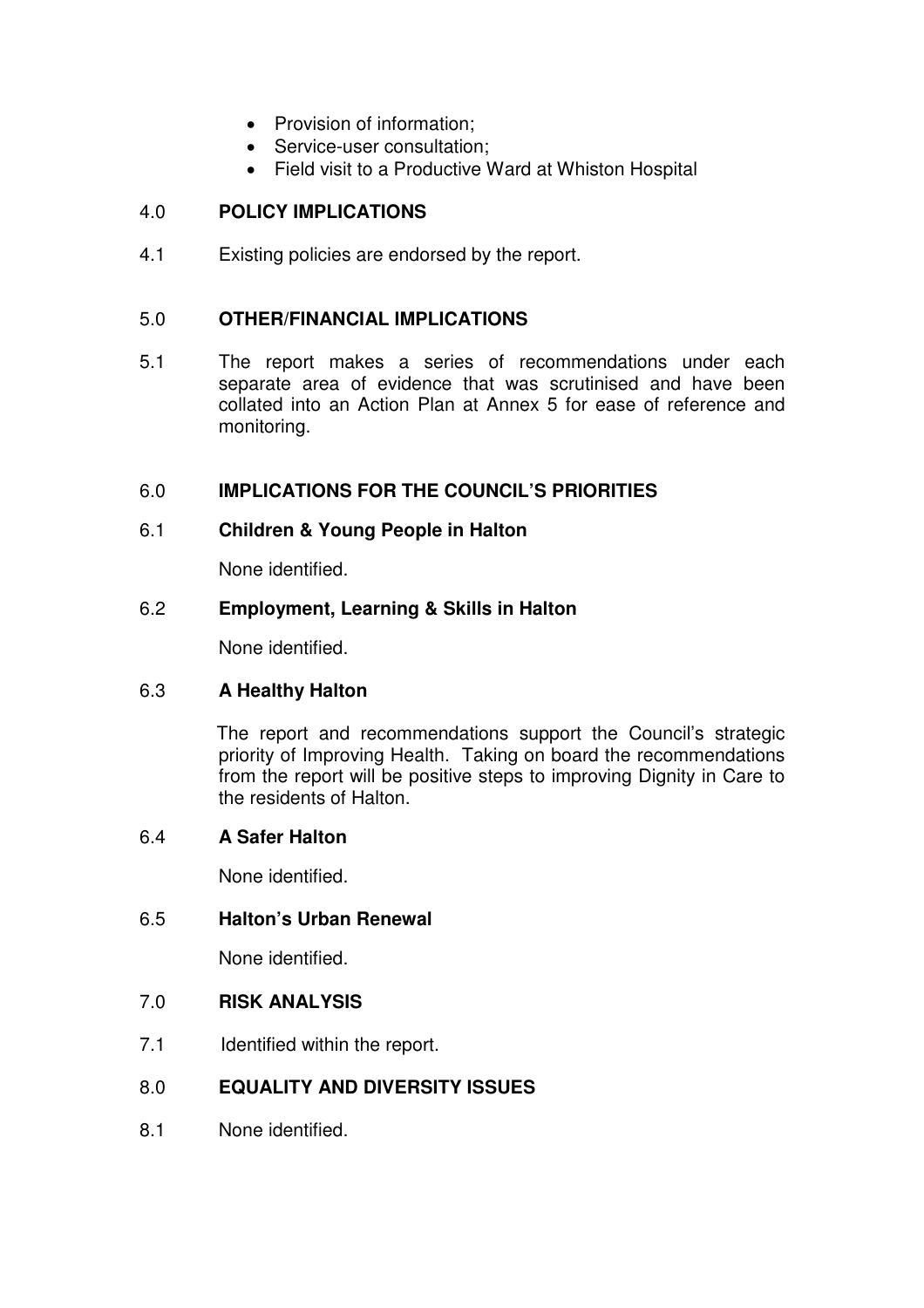- Provision of information;
- Service-user consultation;
- Field visit to a Productive Ward at Whiston Hospital

## 4.0 POLICY IMPLICATIONS

4.1 Existing policies are endorsed by the report.

## 5.0 OTHER/FINANCIAL IMPLICATIONS

5.1 The report makes a series of recommendations under each separate area of evidence that was scrutinised and have been collated into an Action Plan at Annex 5 for ease of reference and monitoring.

## 6.0 IMPLICATIONS FOR THE COUNCIL'S PRIORITIES

### 6.1 Children & Young People in Halton

None identified.

### 6.2 Employment, Learning & Skills in Halton

None identified.

### 6.3 A Healthy Halton

The report and recommendations support the Council's strategic priority of Improving Health. Taking on board the recommendations from the report will be positive steps to improving Dignity in Care to the residents of Halton.

### 6.4 A Safer Halton

None identified.

### 6.5 Halton's Urban Renewal

None identified.

## 7.0 RISK ANALYSIS

7.1 Identified within the report.

## 8.0 EQUALITY AND DIVERSITY ISSUES

8.1 None identified.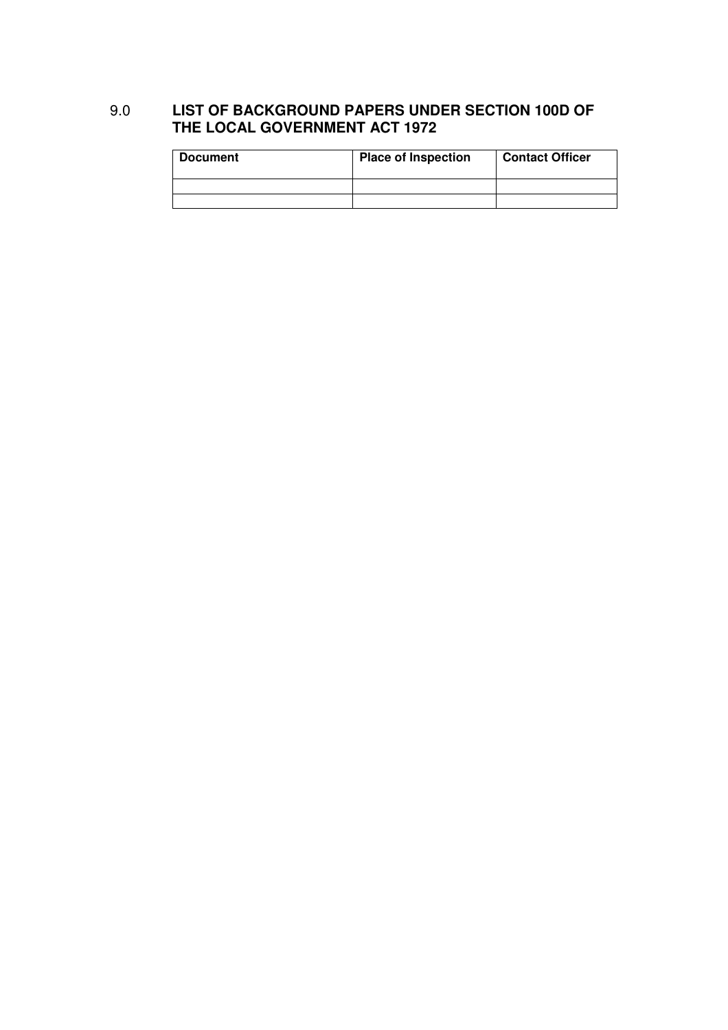## 9.0 LIST OF BACKGROUND PAPERS UNDER SECTION 100D OF THE LOCAL GOVERNMENT ACT 1972

| Document | Place of Inspection | Contact Officer |
|---|---|---|
| | | |
| | | |